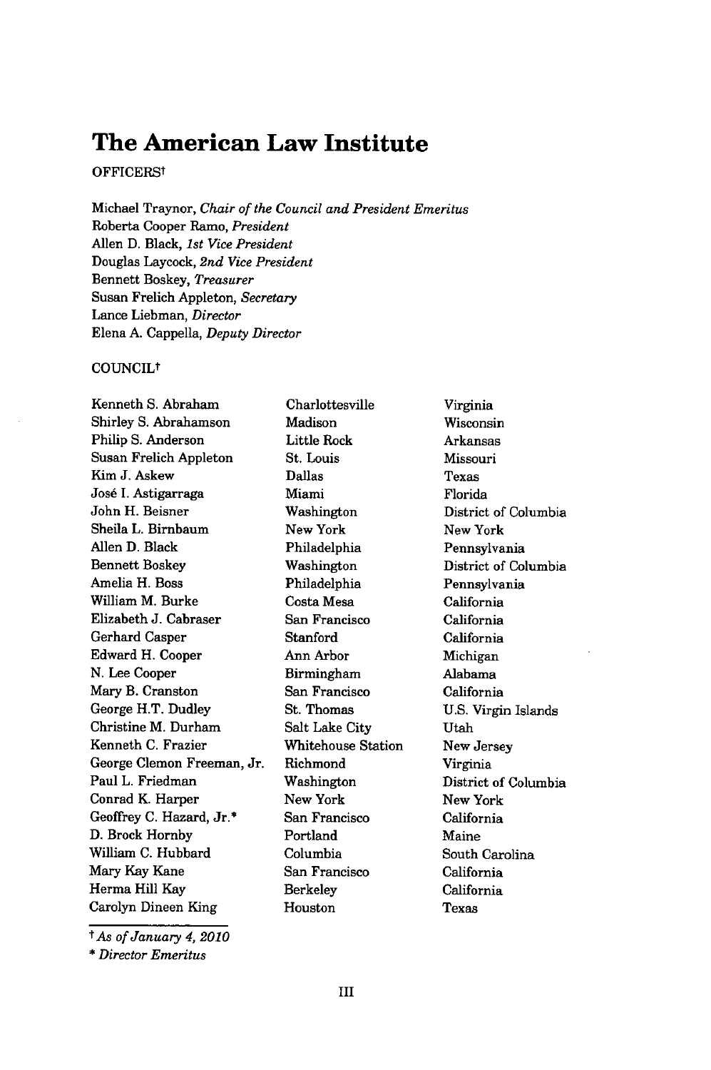# The American Law Institute

OFFICERS†

Michael Traynor, *Chair of the Council and President Emeritus*
Roberta Cooper Ramo, *President*
Allen D. Black, *1st Vice President*
Douglas Laycock, *2nd Vice President*
Bennett Boskey, *Treasurer*
Susan Frelich Appleton, *Secretary*
Lance Liebman, *Director*
Elena A. Cappella, *Deputy Director*

COUNCIL†

| | | |
|---|---|---|
| Kenneth S. Abraham | Charlottesville | Virginia |
| Shirley S. Abrahamson | Madison | Wisconsin |
| Philip S. Anderson | Little Rock | Arkansas |
| Susan Frelich Appleton | St. Louis | Missouri |
| Kim J. Askew | Dallas | Texas |
| José I. Astigarraga | Miami | Florida |
| John H. Beisner | Washington | District of Columbia |
| Sheila L. Birnbaum | New York | New York |
| Allen D. Black | Philadelphia | Pennsylvania |
| Bennett Boskey | Washington | District of Columbia |
| Amelia H. Boss | Philadelphia | Pennsylvania |
| William M. Burke | Costa Mesa | California |
| Elizabeth J. Cabraser | San Francisco | California |
| Gerhard Casper | Stanford | California |
| Edward H. Cooper | Ann Arbor | Michigan |
| N. Lee Cooper | Birmingham | Alabama |
| Mary B. Cranston | San Francisco | California |
| George H.T. Dudley | St. Thomas | U.S. Virgin Islands |
| Christine M. Durham | Salt Lake City | Utah |
| Kenneth C. Frazier | Whitehouse Station | New Jersey |
| George Clemon Freeman, Jr. | Richmond | Virginia |
| Paul L. Friedman | Washington | District of Columbia |
| Conrad K. Harper | New York | New York |
| Geoffrey C. Hazard, Jr.* | San Francisco | California |
| D. Brock Hornby | Portland | Maine |
| William C. Hubbard | Columbia | South Carolina |
| Mary Kay Kane | San Francisco | California |
| Herma Hill Kay | Berkeley | California |
| Carolyn Dineen King | Houston | Texas |

† *As of January 4, 2010*

\* *Director Emeritus*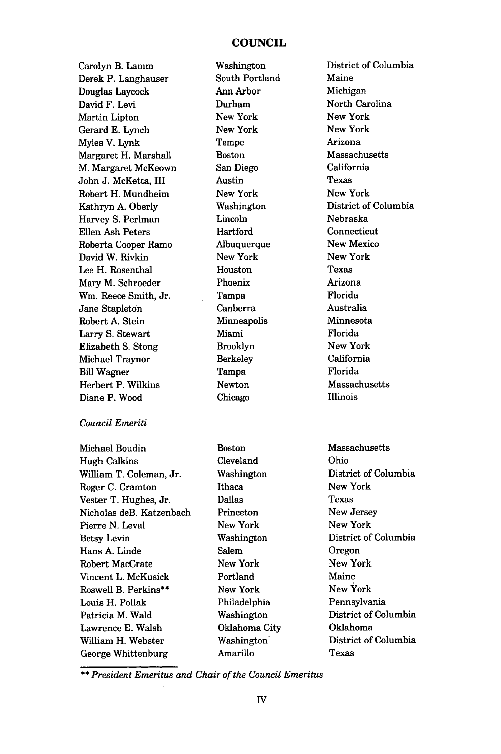## COUNCIL

| | | |
|---|---|---|
| Carolyn B. Lamm | Washington | District of Columbia |
| Derek P. Langhauser | South Portland | Maine |
| Douglas Laycock | Ann Arbor | Michigan |
| David F. Levi | Durham | North Carolina |
| Martin Lipton | New York | New York |
| Gerard E. Lynch | New York | New York |
| Myles V. Lynk | Tempe | Arizona |
| Margaret H. Marshall | Boston | Massachusetts |
| M. Margaret McKeown | San Diego | California |
| John J. McKetta, III | Austin | Texas |
| Robert H. Mundheim | New York | New York |
| Kathryn A. Oberly | Washington | District of Columbia |
| Harvey S. Perlman | Lincoln | Nebraska |
| Ellen Ash Peters | Hartford | Connecticut |
| Roberta Cooper Ramo | Albuquerque | New Mexico |
| David W. Rivkin | New York | New York |
| Lee H. Rosenthal | Houston | Texas |
| Mary M. Schroeder | Phoenix | Arizona |
| Wm. Reece Smith, Jr. | Tampa | Florida |
| Jane Stapleton | Canberra | Australia |
| Robert A. Stein | Minneapolis | Minnesota |
| Larry S. Stewart | Miami | Florida |
| Elizabeth S. Stong | Brooklyn | New York |
| Michael Traynor | Berkeley | California |
| Bill Wagner | Tampa | Florida |
| Herbert P. Wilkins | Newton | Massachusetts |
| Diane P. Wood | Chicago | Illinois |

*Council Emeriti*

| | | |
|---|---|---|
| Michael Boudin | Boston | Massachusetts |
| Hugh Calkins | Cleveland | Ohio |
| William T. Coleman, Jr. | Washington | District of Columbia |
| Roger C. Cramton | Ithaca | New York |
| Vester T. Hughes, Jr. | Dallas | Texas |
| Nicholas deB. Katzenbach | Princeton | New Jersey |
| Pierre N. Leval | New York | New York |
| Betsy Levin | Washington | District of Columbia |
| Hans A. Linde | Salem | Oregon |
| Robert MacCrate | New York | New York |
| Vincent L. McKusick | Portland | Maine |
| Roswell B. Perkins** | New York | New York |
| Louis H. Pollak | Philadelphia | Pennsylvania |
| Patricia M. Wald | Washington | District of Columbia |
| Lawrence E. Walsh | Oklahoma City | Oklahoma |
| William H. Webster | Washington | District of Columbia |
| George Whittenburg | Amarillo | Texas |

*** President Emeritus and Chair of the Council Emeritus*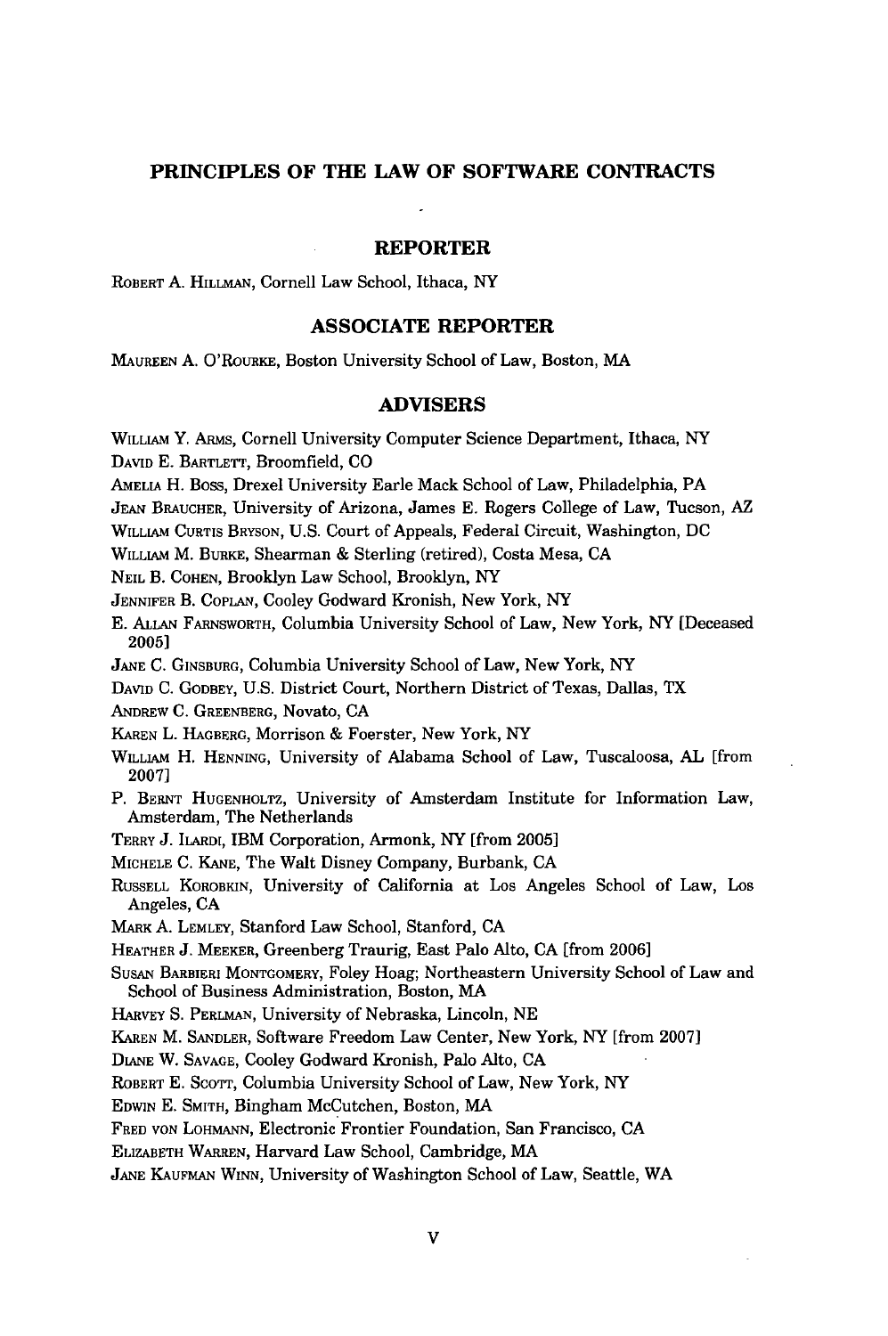# PRINCIPLES OF THE LAW OF SOFTWARE CONTRACTS

## REPORTER

ROBERT A. HILLMAN, Cornell Law School, Ithaca, NY

## ASSOCIATE REPORTER

MAUREEN A. O'ROURKE, Boston University School of Law, Boston, MA

## ADVISERS

WILLIAM Y. ARMS, Cornell University Computer Science Department, Ithaca, NY

DAVID E. BARTLETT, Broomfield, CO

AMELIA H. BOSS, Drexel University Earle Mack School of Law, Philadelphia, PA

JEAN BRAUCHER, University of Arizona, James E. Rogers College of Law, Tucson, AZ

WILLIAM CURTIS BRYSON, U.S. Court of Appeals, Federal Circuit, Washington, DC

WILLIAM M. BURKE, Shearman & Sterling (retired), Costa Mesa, CA

NEIL B. COHEN, Brooklyn Law School, Brooklyn, NY

JENNIFER B. COPLAN, Cooley Godward Kronish, New York, NY

E. ALLAN FARNSWORTH, Columbia University School of Law, New York, NY [Deceased 2005]

JANE C. GINSBURG, Columbia University School of Law, New York, NY

DAVID C. GODBEY, U.S. District Court, Northern District of Texas, Dallas, TX

ANDREW C. GREENBERG, Novato, CA

KAREN L. HAGBERG, Morrison & Foerster, New York, NY

WILLIAM H. HENNING, University of Alabama School of Law, Tuscaloosa, AL [from 2007]

P. BERNT HUGENHOLTZ, University of Amsterdam Institute for Information Law, Amsterdam, The Netherlands

TERRY J. ILARDI, IBM Corporation, Armonk, NY [from 2005]

MICHELE C. KANE, The Walt Disney Company, Burbank, CA

RUSSELL KOROBKIN, University of California at Los Angeles School of Law, Los Angeles, CA

MARK A. LEMLEY, Stanford Law School, Stanford, CA

HEATHER J. MEEKER, Greenberg Traurig, East Palo Alto, CA [from 2006]

SUSAN BARBIERI MONTGOMERY, Foley Hoag; Northeastern University School of Law and School of Business Administration, Boston, MA

HARVEY S. PERLMAN, University of Nebraska, Lincoln, NE

KAREN M. SANDLER, Software Freedom Law Center, New York, NY [from 2007]

DIANE W. SAVAGE, Cooley Godward Kronish, Palo Alto, CA

ROBERT E. SCOTT, Columbia University School of Law, New York, NY

EDWIN E. SMITH, Bingham McCutchen, Boston, MA

FRED VON LOHMANN, Electronic Frontier Foundation, San Francisco, CA

ELIZABETH WARREN, Harvard Law School, Cambridge, MA

JANE KAUFMAN WINN, University of Washington School of Law, Seattle, WA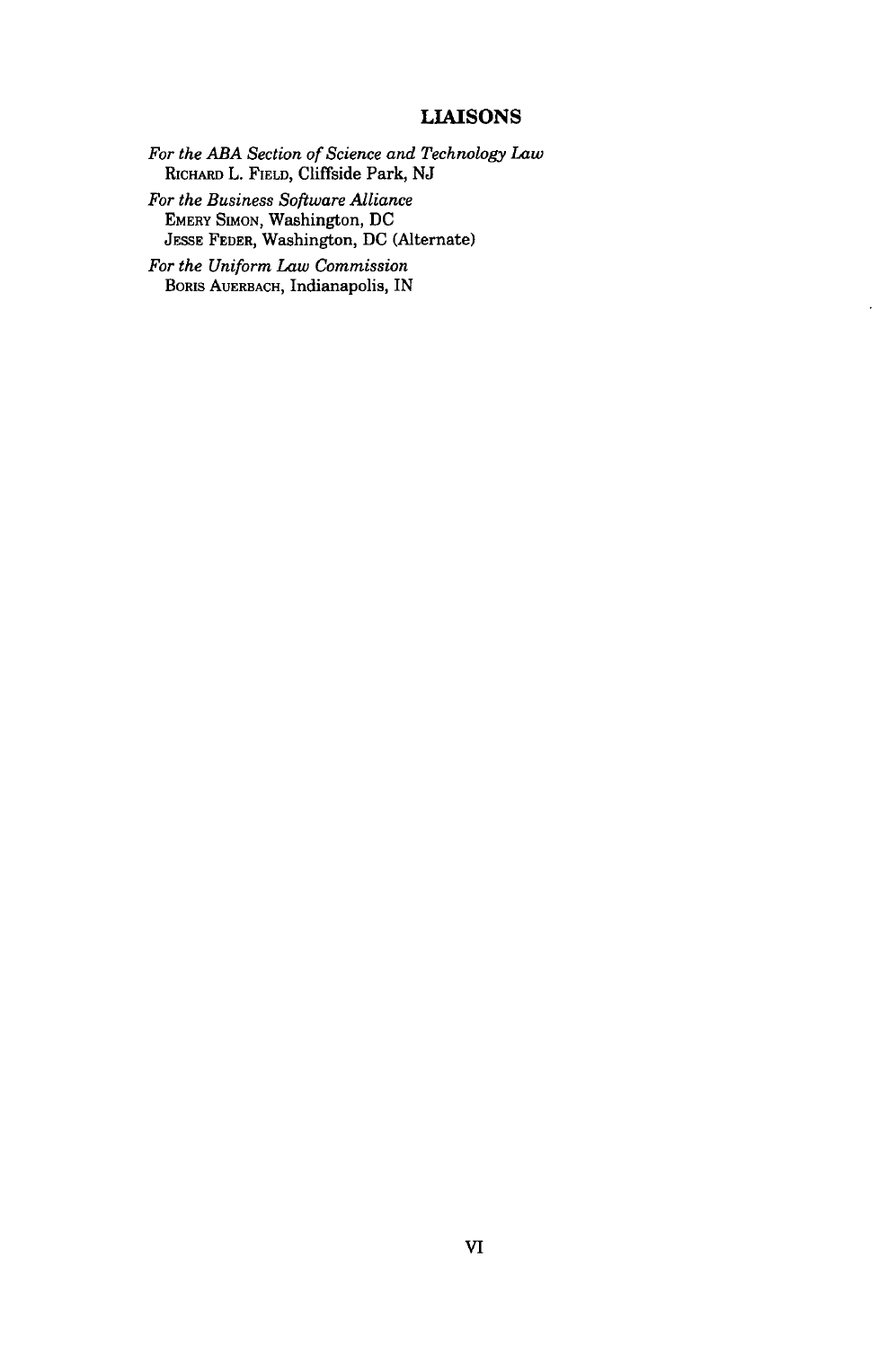## LIAISONS

*For the ABA Section of Science and Technology Law*
RICHARD L. FIELD, Cliffside Park, NJ

*For the Business Software Alliance*
EMERY SIMON, Washington, DC
JESSE FEDER, Washington, DC (Alternate)

*For the Uniform Law Commission*
BORIS AUERBACH, Indianapolis, IN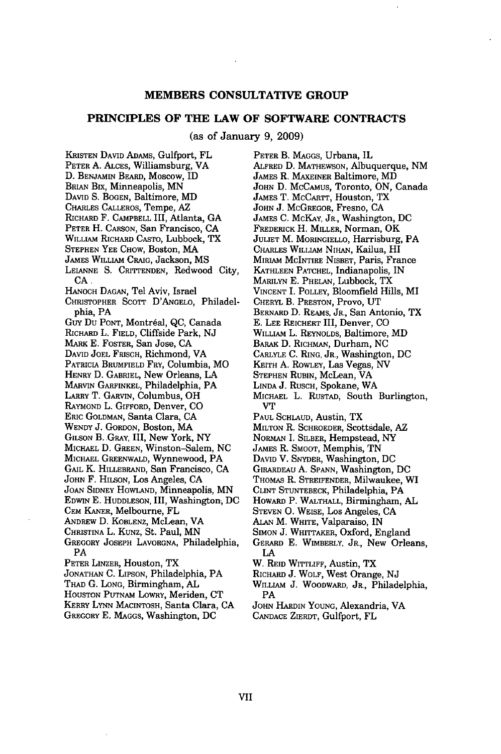## MEMBERS CONSULTATIVE GROUP

## PRINCIPLES OF THE LAW OF SOFTWARE CONTRACTS

(as of January 9, 2009)

KRISTEN DAVID ADAMS, Gulfport, FL
PETER A. ALCES, Williamsburg, VA
D. BENJAMIN BEARD, Moscow, ID
BRIAN BIX, Minneapolis, MN
DAVID S. BOGEN, Baltimore, MD
CHARLES CALLEROS, Tempe, AZ
RICHARD F. CAMPBELL III, Atlanta, GA
PETER H. CARSON, San Francisco, CA
WILLIAM RICHARD CASTO, Lubbock, TX
STEPHEN YEE CHOW, Boston, MA
JAMES WILLIAM CRAIG, Jackson, MS
LEIANNE S. CRITTENDEN, Redwood City, CA
HANOCH DAGAN, Tel Aviv, Israel
CHRISTOPHER SCOTT D'ANGELO, Philadelphia, PA
GUY DU PONT, Montréal, QC, Canada
RICHARD L. FIELD, Cliffside Park, NJ
MARK E. FOSTER, San Jose, CA
DAVID JOEL FRISCH, Richmond, VA
PATRICIA BRUMFIELD FRY, Columbia, MO
HENRY D. GABRIEL, New Orleans, LA
MARVIN GARFINKEL, Philadelphia, PA
LARRY T. GARVIN, Columbus, OH
RAYMOND L. GIFFORD, Denver, CO
ERIC GOLDMAN, Santa Clara, CA
WENDY J. GORDON, Boston, MA
GILSON B. GRAY, III, New York, NY
MICHAEL D. GREEN, Winston-Salem, NC
MICHAEL GREENWALD, Wynnewood, PA
GAIL K. HILLEBRAND, San Francisco, CA
JOHN F. HILSON, Los Angeles, CA
JOAN SIDNEY HOWLAND, Minneapolis, MN
EDWIN E. HUDDLESON, III, Washington, DC
CEM KANER, Melbourne, FL
ANDREW D. KOBLENZ, McLean, VA
CHRISTINA L. KUNZ, St. Paul, MN
GREGORY JOSEPH LAVORGNA, Philadelphia, PA
PETER LINZER, Houston, TX
JONATHAN C. LIPSON, Philadelphia, PA
THAD G. LONG, Birmingham, AL
HOUSTON PUTNAM LOWRY, Meriden, CT
KERRY LYNN MACINTOSH, Santa Clara, CA
GREGORY E. MAGGS, Washington, DC
PETER B. MAGGS, Urbana, IL
ALFRED D. MATHEWSON, Albuquerque, NM
JAMES R. MAXEINER Baltimore, MD
JOHN D. MCCAMUS, Toronto, ON, Canada
JAMES T. MCCARTT, Houston, TX
JOHN J. MCGREGOR, Fresno, CA
JAMES C. MCKAY, JR., Washington, DC
FREDERICK H. MILLER, Norman, OK
JULIET M. MORINGIELLO, Harrisburg, PA
CHARLES WILLIAM NIHAN, Kailua, HI
MIRIAM MCINTIRE NISBET, Paris, France
KATHLEEN PATCHEL, Indianapolis, IN
MARILYN E. PHELAN, Lubbock, TX
VINCENT I. POLLEY, Bloomfield Hills, MI
CHERYL B. PRESTON, Provo, UT
BERNARD D. REAMS, JR., San Antonio, TX
E. LEE REICHERT III, Denver, CO
WILLIAM L. REYNOLDS, Baltimore, MD
BARAK D. RICHMAN, Durham, NC
CARLYLE C. RING, JR., Washington, DC
KEITH A. ROWLEY, Las Vegas, NV
STEPHEN RUBIN, McLean, VA
LINDA J. RUSCH, Spokane, WA
MICHAEL L. RUSTAD, South Burlington, VT
PAUL SCHLAUD, Austin, TX
MILTON R. SCHROEDER, Scottsdale, AZ
NORMAN I. SILBER, Hempstead, NY
JAMES R. SMOOT, Memphis, TN
DAVID V. SNYDER, Washington, DC
GIRARDEAU A. SPANN, Washington, DC
THOMAS R. STREIFENDER, Milwaukee, WI
CLINT STUNTEBECK, Philadelphia, PA
HOWARD P. WALTHALL, Birmingham, AL
STEVEN O. WEISE, Los Angeles, CA
ALAN M. WHITE, Valparaiso, IN
SIMON J. WHITTAKER, Oxford, England
GERARD E. WIMBERLY, JR., New Orleans, LA
W. REID WITTLIFF, Austin, TX
RICHARD J. WOLF, West Orange, NJ
WILLIAM J. WOODWARD, JR., Philadelphia, PA
JOHN HARDIN YOUNG, Alexandria, VA
CANDACE ZIERDT, Gulfport, FL